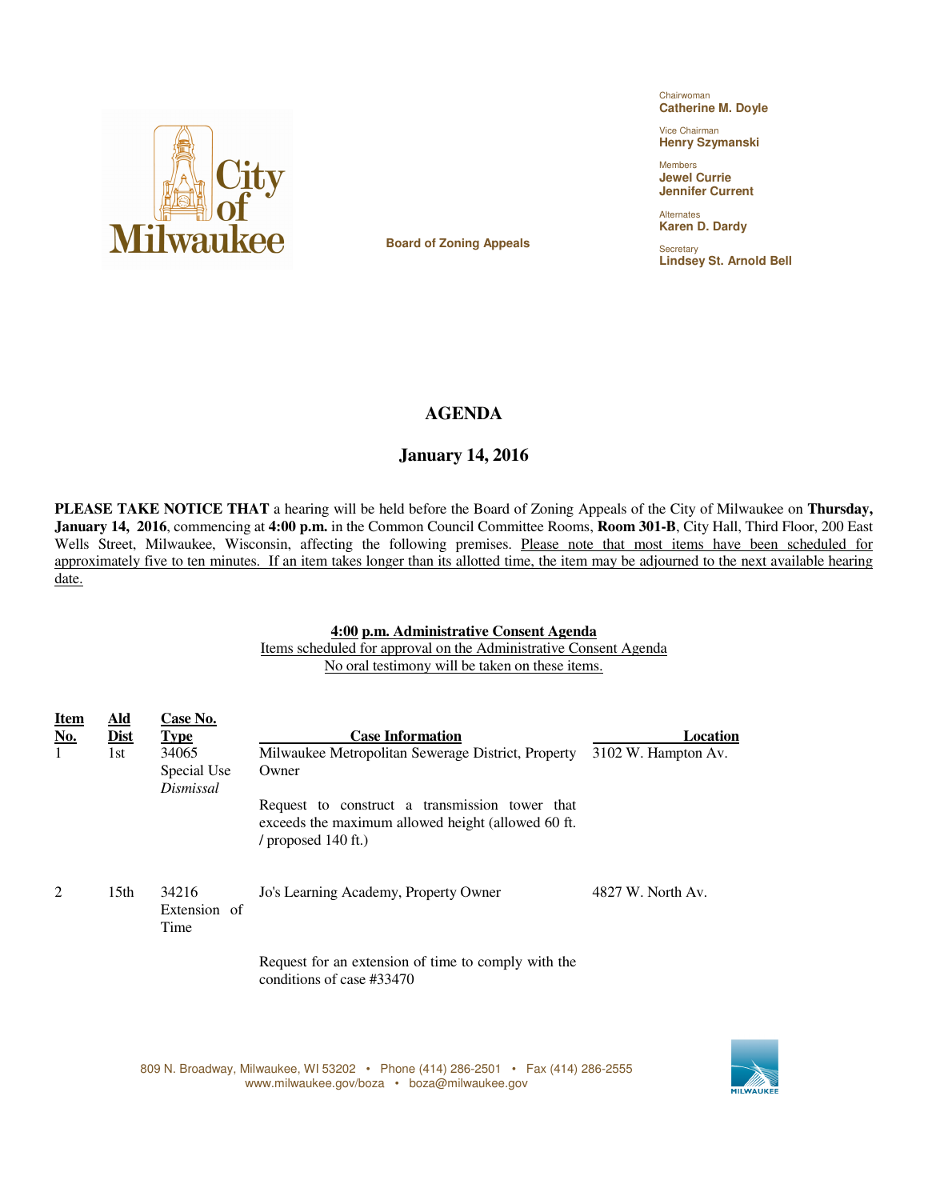Chairwoman
**Catherine M. Doyle**

Vice Chairman
**Henry Szymanski**

Members
**Jewel Currie**
**Jennifer Current**

Alternates
**Karen D. Dardy**

Secretary
**Lindsey St. Arnold Bell**

**Board of Zoning Appeals**

# AGENDA

## January 14, 2016

**PLEASE TAKE NOTICE THAT** a hearing will be held before the Board of Zoning Appeals of the City of Milwaukee on **Thursday, January 14, 2016**, commencing at **4:00 p.m.** in the Common Council Committee Rooms, **Room 301-B**, City Hall, Third Floor, 200 East Wells Street, Milwaukee, Wisconsin, affecting the following premises. Please note that most items have been scheduled for approximately five to ten minutes. If an item takes longer than its allotted time, the item may be adjourned to the next available hearing date.

**4:00 p.m. Administrative Consent Agenda**

Items scheduled for approval on the Administrative Consent Agenda
No oral testimony will be taken on these items.

| Item No. | Ald Dist | Case No. Type | Case Information | Location |
|---|---|---|---|---|
| 1 | 1st | 34065 Special Use *Dismissal* | Milwaukee Metropolitan Sewerage District, Property Owner<br><br>Request to construct a transmission tower that exceeds the maximum allowed height (allowed 60 ft. / proposed 140 ft.) | 3102 W. Hampton Av. |
| 2 | 15th | 34216 Extension of Time | Jo's Learning Academy, Property Owner<br><br>Request for an extension of time to comply with the conditions of case #33470 | 4827 W. North Av. |

809 N. Broadway, Milwaukee, WI 53202 • Phone (414) 286-2501 • Fax (414) 286-2555
www.milwaukee.gov/boza • boza@milwaukee.gov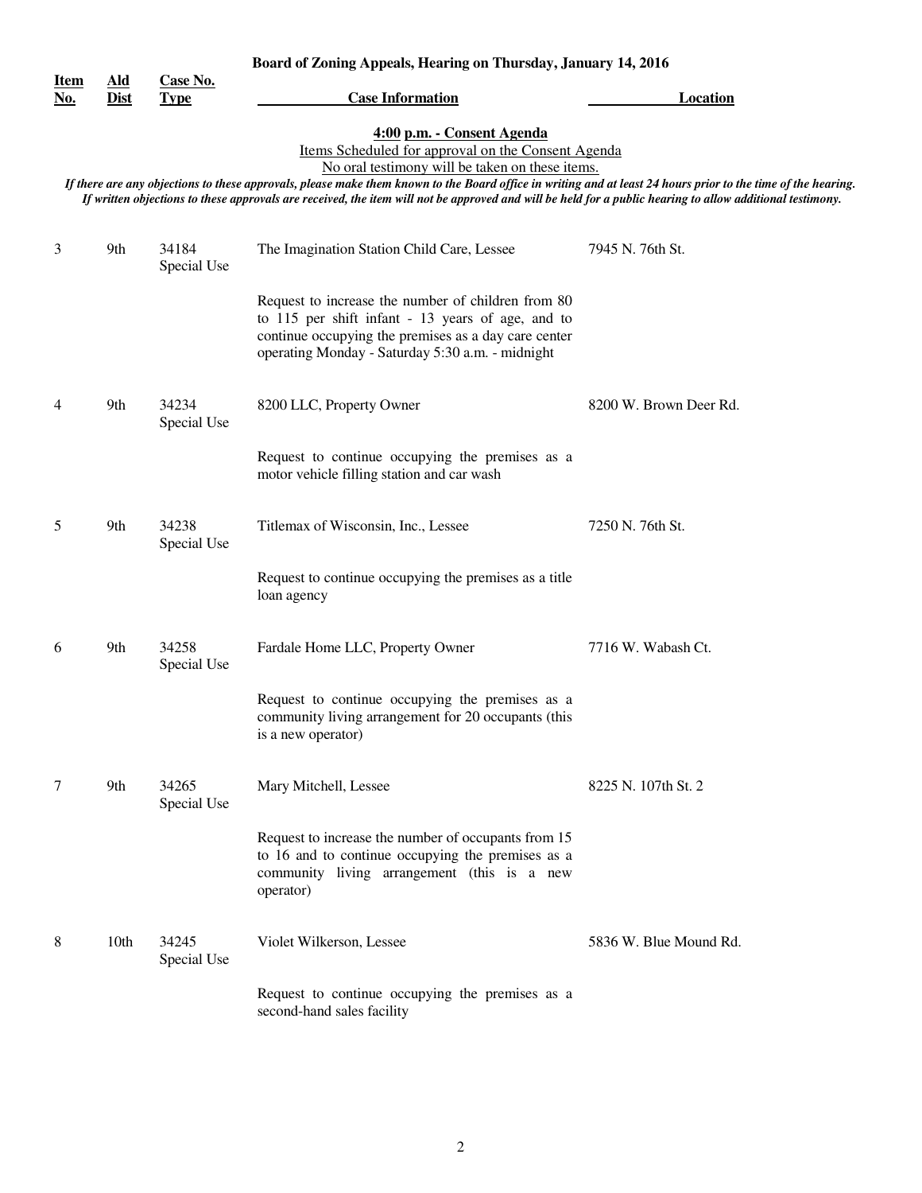**Board of Zoning Appeals, Hearing on Thursday, January 14, 2016**

| Item No. | Ald Dist | Case No. Type | Case Information | Location |
|---|---|---|---|---|

**4:00 p.m. - Consent Agenda**

Items Scheduled for approval on the Consent Agenda

No oral testimony will be taken on these items.

*If there are any objections to these approvals, please make them known to the Board office in writing and at least 24 hours prior to the time of the hearing. If written objections to these approvals are received, the item will not be approved and will be held for a public hearing to allow additional testimony.*

| Item No. | Ald Dist | Case No. Type | Case Information | Location |
|---|---|---|---|---|
| 3 | 9th | 34184 Special Use | The Imagination Station Child Care, Lessee<br><br>Request to increase the number of children from 80 to 115 per shift infant - 13 years of age, and to continue occupying the premises as a day care center operating Monday - Saturday 5:30 a.m. - midnight | 7945 N. 76th St. |
| 4 | 9th | 34234 Special Use | 8200 LLC, Property Owner<br><br>Request to continue occupying the premises as a motor vehicle filling station and car wash | 8200 W. Brown Deer Rd. |
| 5 | 9th | 34238 Special Use | Titlemax of Wisconsin, Inc., Lessee<br><br>Request to continue occupying the premises as a title loan agency | 7250 N. 76th St. |
| 6 | 9th | 34258 Special Use | Fardale Home LLC, Property Owner<br><br>Request to continue occupying the premises as a community living arrangement for 20 occupants (this is a new operator) | 7716 W. Wabash Ct. |
| 7 | 9th | 34265 Special Use | Mary Mitchell, Lessee<br><br>Request to increase the number of occupants from 15 to 16 and to continue occupying the premises as a community living arrangement (this is a new operator) | 8225 N. 107th St. 2 |
| 8 | 10th | 34245 Special Use | Violet Wilkerson, Lessee<br><br>Request to continue occupying the premises as a second-hand sales facility | 5836 W. Blue Mound Rd. |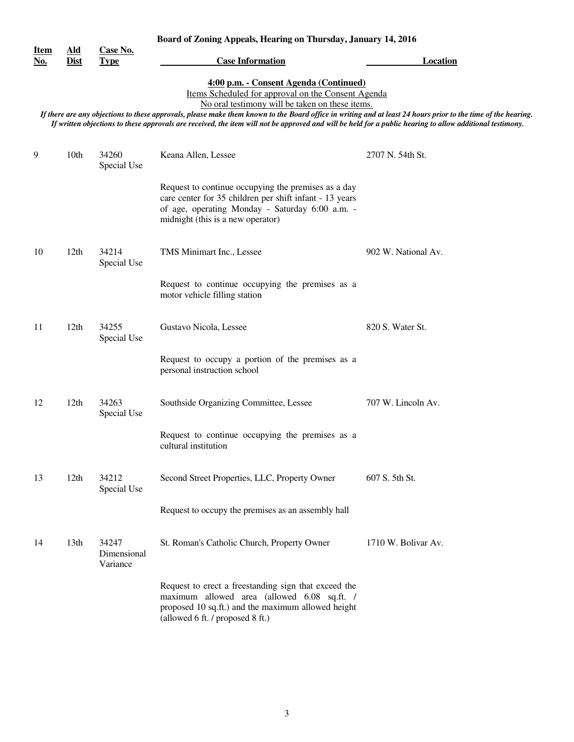**Board of Zoning Appeals, Hearing on Thursday, January 14, 2016**

## 4:00 p.m. - Consent Agenda (Continued)

Items Scheduled for approval on the Consent Agenda

No oral testimony will be taken on these items.

*If there are any objections to these approvals, please make them known to the Board office in writing and at least 24 hours prior to the time of the hearing. If written objections to these approvals are received, the item will not be approved and will be held for a public hearing to allow additional testimony.*

| Item No. | Ald Dist | Case No. Type | Case Information | Location |
|---|---|---|---|---|
| 9 | 10th | 34260 Special Use | Keana Allen, Lessee<br><br>Request to continue occupying the premises as a day care center for 35 children per shift infant - 13 years of age, operating Monday - Saturday 6:00 a.m. - midnight (this is a new operator) | 2707 N. 54th St. |
| 10 | 12th | 34214 Special Use | TMS Minimart Inc., Lessee<br><br>Request to continue occupying the premises as a motor vehicle filling station | 902 W. National Av. |
| 11 | 12th | 34255 Special Use | Gustavo Nicola, Lessee<br><br>Request to occupy a portion of the premises as a personal instruction school | 820 S. Water St. |
| 12 | 12th | 34263 Special Use | Southside Organizing Committee, Lessee<br><br>Request to continue occupying the premises as a cultural institution | 707 W. Lincoln Av. |
| 13 | 12th | 34212 Special Use | Second Street Properties, LLC, Property Owner<br><br>Request to occupy the premises as an assembly hall | 607 S. 5th St. |
| 14 | 13th | 34247 Dimensional Variance | St. Roman's Catholic Church, Property Owner<br><br>Request to erect a freestanding sign that exceed the maximum allowed area (allowed 6.08 sq.ft. / proposed 10 sq.ft.) and the maximum allowed height (allowed 6 ft. / proposed 8 ft.) | 1710 W. Bolivar Av. |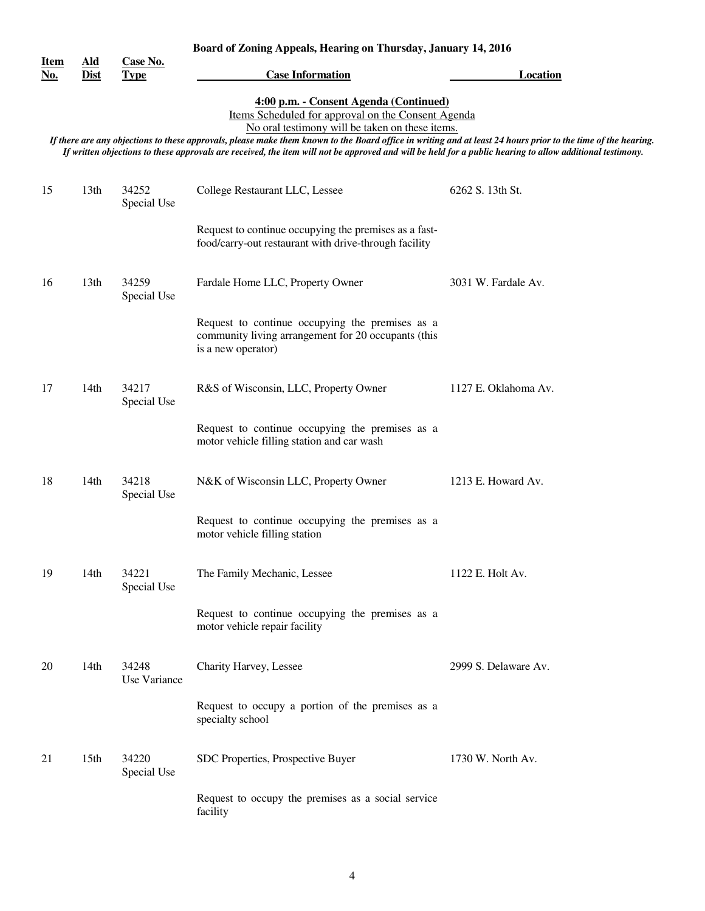**Board of Zoning Appeals, Hearing on Thursday, January 14, 2016**

**4:00 p.m. - Consent Agenda (Continued)**

Items Scheduled for approval on the Consent Agenda

No oral testimony will be taken on these items.

***If there are any objections to these approvals, please make them known to the Board office in writing and at least 24 hours prior to the time of the hearing. If written objections to these approvals are received, the item will not be approved and will be held for a public hearing to allow additional testimony.***

| Item No. | Ald Dist | Case No. Type | Case Information | Location |
|---|---|---|---|---|
| 15 | 13th | 34252 Special Use | College Restaurant LLC, Lessee<br><br>Request to continue occupying the premises as a fast-food/carry-out restaurant with drive-through facility | 6262 S. 13th St. |
| 16 | 13th | 34259 Special Use | Fardale Home LLC, Property Owner<br><br>Request to continue occupying the premises as a community living arrangement for 20 occupants (this is a new operator) | 3031 W. Fardale Av. |
| 17 | 14th | 34217 Special Use | R&S of Wisconsin, LLC, Property Owner<br><br>Request to continue occupying the premises as a motor vehicle filling station and car wash | 1127 E. Oklahoma Av. |
| 18 | 14th | 34218 Special Use | N&K of Wisconsin LLC, Property Owner<br><br>Request to continue occupying the premises as a motor vehicle filling station | 1213 E. Howard Av. |
| 19 | 14th | 34221 Special Use | The Family Mechanic, Lessee<br><br>Request to continue occupying the premises as a motor vehicle repair facility | 1122 E. Holt Av. |
| 20 | 14th | 34248 Use Variance | Charity Harvey, Lessee<br><br>Request to occupy a portion of the premises as a specialty school | 2999 S. Delaware Av. |
| 21 | 15th | 34220 Special Use | SDC Properties, Prospective Buyer<br><br>Request to occupy the premises as a social service facility | 1730 W. North Av. |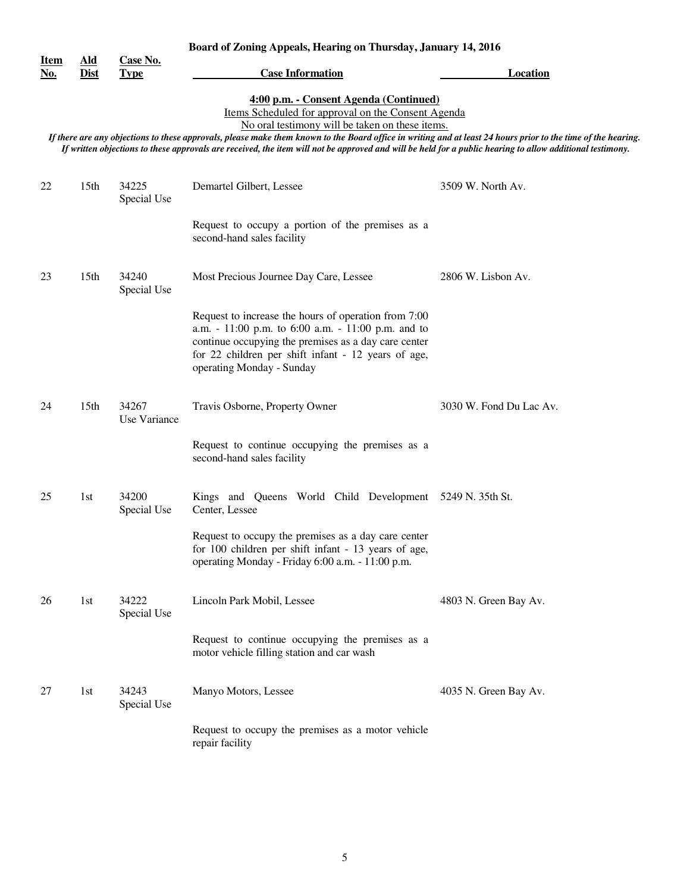**Board of Zoning Appeals, Hearing on Thursday, January 14, 2016**

**4:00 p.m. - Consent Agenda (Continued)**

Items Scheduled for approval on the Consent Agenda

No oral testimony will be taken on these items.

*If there are any objections to these approvals, please make them known to the Board office in writing and at least 24 hours prior to the time of the hearing. If written objections to these approvals are received, the item will not be approved and will be held for a public hearing to allow additional testimony.*

| Item No. | Ald Dist | Case No. Type | Case Information | Location |
|---|---|---|---|---|
| 22 | 15th | 34225 Special Use | Demartel Gilbert, Lessee<br><br>Request to occupy a portion of the premises as a second-hand sales facility | 3509 W. North Av. |
| 23 | 15th | 34240 Special Use | Most Precious Journee Day Care, Lessee<br><br>Request to increase the hours of operation from 7:00 a.m. - 11:00 p.m. to 6:00 a.m. - 11:00 p.m. and to continue occupying the premises as a day care center for 22 children per shift infant - 12 years of age, operating Monday - Sunday | 2806 W. Lisbon Av. |
| 24 | 15th | 34267 Use Variance | Travis Osborne, Property Owner<br><br>Request to continue occupying the premises as a second-hand sales facility | 3030 W. Fond Du Lac Av. |
| 25 | 1st | 34200 Special Use | Kings and Queens World Child Development Center, Lessee<br><br>Request to occupy the premises as a day care center for 100 children per shift infant - 13 years of age, operating Monday - Friday 6:00 a.m. - 11:00 p.m. | 5249 N. 35th St. |
| 26 | 1st | 34222 Special Use | Lincoln Park Mobil, Lessee<br><br>Request to continue occupying the premises as a motor vehicle filling station and car wash | 4803 N. Green Bay Av. |
| 27 | 1st | 34243 Special Use | Manyo Motors, Lessee<br><br>Request to occupy the premises as a motor vehicle repair facility | 4035 N. Green Bay Av. |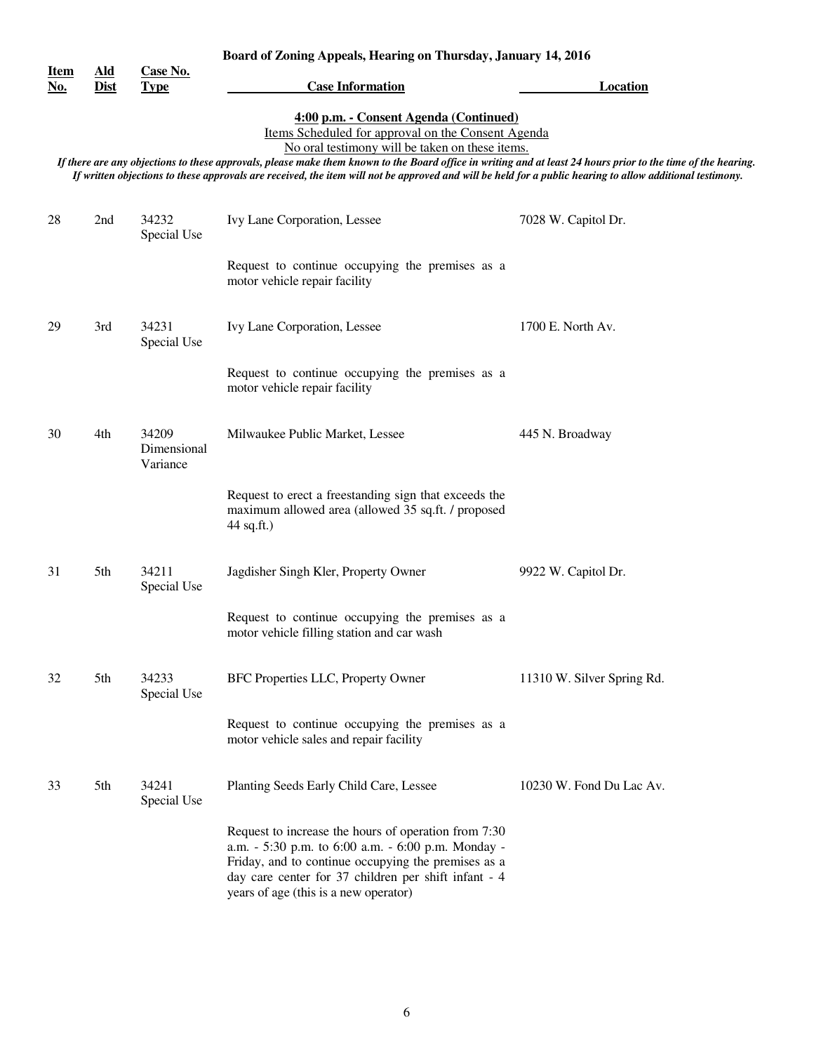**Board of Zoning Appeals, Hearing on Thursday, January 14, 2016**

**4:00 p.m. - Consent Agenda (Continued)**

Items Scheduled for approval on the Consent Agenda

No oral testimony will be taken on these items.

*If there are any objections to these approvals, please make them known to the Board office in writing and at least 24 hours prior to the time of the hearing. If written objections to these approvals are received, the item will not be approved and will be held for a public hearing to allow additional testimony.*

| Item No. | Ald Dist | Case No. Type | Case Information | Location |
|---|---|---|---|---|
| 28 | 2nd | 34232 Special Use | Ivy Lane Corporation, Lessee<br><br>Request to continue occupying the premises as a motor vehicle repair facility | 7028 W. Capitol Dr. |
| 29 | 3rd | 34231 Special Use | Ivy Lane Corporation, Lessee<br><br>Request to continue occupying the premises as a motor vehicle repair facility | 1700 E. North Av. |
| 30 | 4th | 34209 Dimensional Variance | Milwaukee Public Market, Lessee<br><br>Request to erect a freestanding sign that exceeds the maximum allowed area (allowed 35 sq.ft. / proposed 44 sq.ft.) | 445 N. Broadway |
| 31 | 5th | 34211 Special Use | Jagdisher Singh Kler, Property Owner<br><br>Request to continue occupying the premises as a motor vehicle filling station and car wash | 9922 W. Capitol Dr. |
| 32 | 5th | 34233 Special Use | BFC Properties LLC, Property Owner<br><br>Request to continue occupying the premises as a motor vehicle sales and repair facility | 11310 W. Silver Spring Rd. |
| 33 | 5th | 34241 Special Use | Planting Seeds Early Child Care, Lessee<br><br>Request to increase the hours of operation from 7:30 a.m. - 5:30 p.m. to 6:00 a.m. - 6:00 p.m. Monday - Friday, and to continue occupying the premises as a day care center for 37 children per shift infant - 4 years of age (this is a new operator) | 10230 W. Fond Du Lac Av. |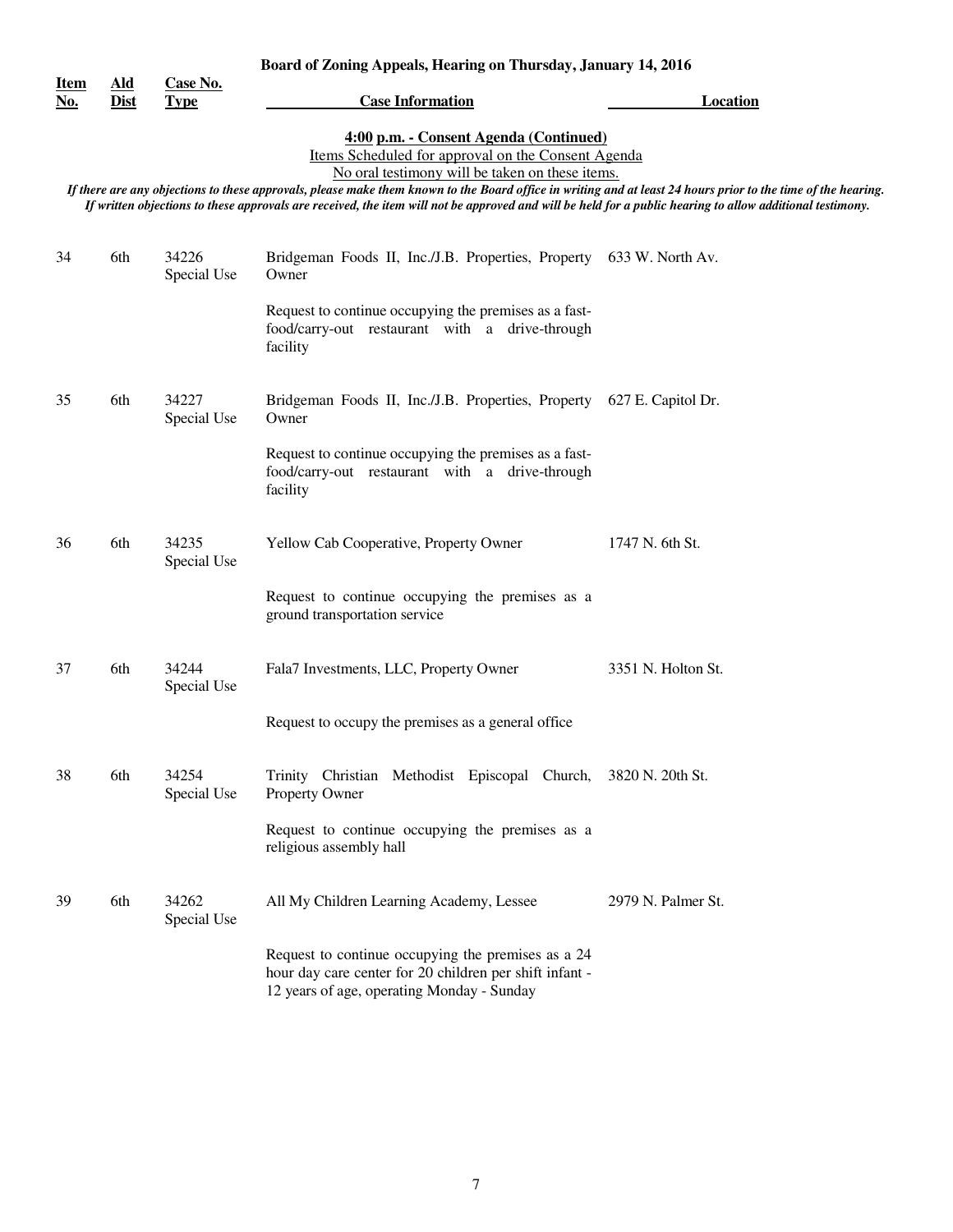**Board of Zoning Appeals, Hearing on Thursday, January 14, 2016**

**4:00 p.m. - Consent Agenda (Continued)**

Items Scheduled for approval on the Consent Agenda

No oral testimony will be taken on these items.

***If there are any objections to these approvals, please make them known to the Board office in writing and at least 24 hours prior to the time of the hearing. If written objections to these approvals are received, the item will not be approved and will be held for a public hearing to allow additional testimony.***

| Item No. | Ald Dist | Case No. Type | Case Information | Location |
|---|---|---|---|---|
| 34 | 6th | 34226 Special Use | Bridgeman Foods II, Inc./J.B. Properties, Property Owner<br><br>Request to continue occupying the premises as a fast-food/carry-out restaurant with a drive-through facility | 633 W. North Av. |
| 35 | 6th | 34227 Special Use | Bridgeman Foods II, Inc./J.B. Properties, Property Owner<br><br>Request to continue occupying the premises as a fast-food/carry-out restaurant with a drive-through facility | 627 E. Capitol Dr. |
| 36 | 6th | 34235 Special Use | Yellow Cab Cooperative, Property Owner<br><br>Request to continue occupying the premises as a ground transportation service | 1747 N. 6th St. |
| 37 | 6th | 34244 Special Use | Fala7 Investments, LLC, Property Owner<br><br>Request to occupy the premises as a general office | 3351 N. Holton St. |
| 38 | 6th | 34254 Special Use | Trinity Christian Methodist Episcopal Church, Property Owner<br><br>Request to continue occupying the premises as a religious assembly hall | 3820 N. 20th St. |
| 39 | 6th | 34262 Special Use | All My Children Learning Academy, Lessee<br><br>Request to continue occupying the premises as a 24 hour day care center for 20 children per shift infant - 12 years of age, operating Monday - Sunday | 2979 N. Palmer St. |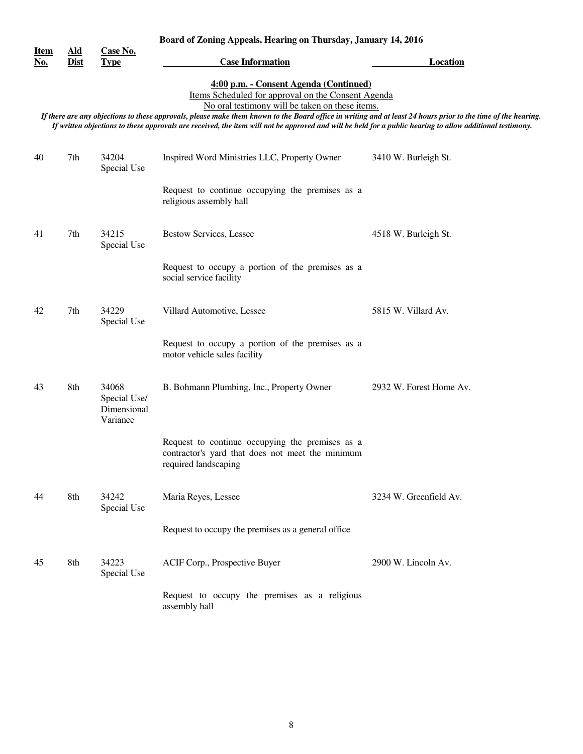**Board of Zoning Appeals, Hearing on Thursday, January 14, 2016**

**4:00 p.m. - Consent Agenda (Continued)**

Items Scheduled for approval on the Consent Agenda

No oral testimony will be taken on these items.

*If there are any objections to these approvals, please make them known to the Board office in writing and at least 24 hours prior to the time of the hearing. If written objections to these approvals are received, the item will not be approved and will be held for a public hearing to allow additional testimony.*

| Item No. | Ald Dist | Case No. Type | Case Information | Location |
|---|---|---|---|---|
| 40 | 7th | 34204 Special Use | Inspired Word Ministries LLC, Property Owner<br><br>Request to continue occupying the premises as a religious assembly hall | 3410 W. Burleigh St. |
| 41 | 7th | 34215 Special Use | Bestow Services, Lessee<br><br>Request to occupy a portion of the premises as a social service facility | 4518 W. Burleigh St. |
| 42 | 7th | 34229 Special Use | Villard Automotive, Lessee<br><br>Request to occupy a portion of the premises as a motor vehicle sales facility | 5815 W. Villard Av. |
| 43 | 8th | 34068 Special Use/ Dimensional Variance | B. Bohmann Plumbing, Inc., Property Owner<br><br>Request to continue occupying the premises as a contractor's yard that does not meet the minimum required landscaping | 2932 W. Forest Home Av. |
| 44 | 8th | 34242 Special Use | Maria Reyes, Lessee<br><br>Request to occupy the premises as a general office | 3234 W. Greenfield Av. |
| 45 | 8th | 34223 Special Use | ACIF Corp., Prospective Buyer<br><br>Request to occupy the premises as a religious assembly hall | 2900 W. Lincoln Av. |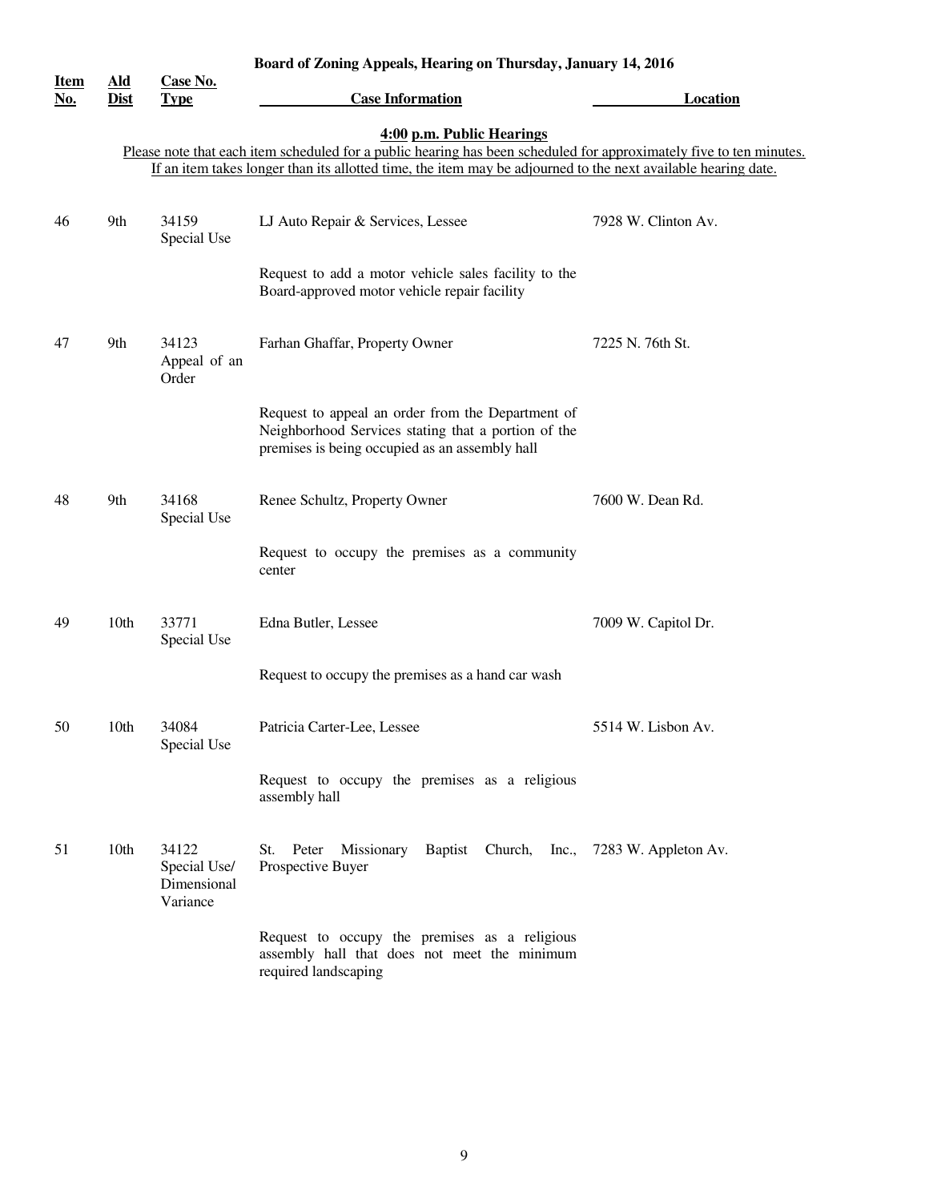**Board of Zoning Appeals, Hearing on Thursday, January 14, 2016**

| Item No. | Ald Dist | Case No. Type | Case Information | Location |
|---|---|---|---|---|

**4:00 p.m. Public Hearings**

Please note that each item scheduled for a public hearing has been scheduled for approximately five to ten minutes. If an item takes longer than its allotted time, the item may be adjourned to the next available hearing date.

| Item No. | Ald Dist | Case No. Type | Case Information | Location |
|---|---|---|---|---|
| 46 | 9th | 34159 Special Use | LJ Auto Repair & Services, Lessee<br><br>Request to add a motor vehicle sales facility to the Board-approved motor vehicle repair facility | 7928 W. Clinton Av. |
| 47 | 9th | 34123 Appeal of an Order | Farhan Ghaffar, Property Owner<br><br>Request to appeal an order from the Department of Neighborhood Services stating that a portion of the premises is being occupied as an assembly hall | 7225 N. 76th St. |
| 48 | 9th | 34168 Special Use | Renee Schultz, Property Owner<br><br>Request to occupy the premises as a community center | 7600 W. Dean Rd. |
| 49 | 10th | 33771 Special Use | Edna Butler, Lessee<br><br>Request to occupy the premises as a hand car wash | 7009 W. Capitol Dr. |
| 50 | 10th | 34084 Special Use | Patricia Carter-Lee, Lessee<br><br>Request to occupy the premises as a religious assembly hall | 5514 W. Lisbon Av. |
| 51 | 10th | 34122 Special Use/ Dimensional Variance | St. Peter Missionary Baptist Church, Inc., Prospective Buyer<br><br>Request to occupy the premises as a religious assembly hall that does not meet the minimum required landscaping | 7283 W. Appleton Av. |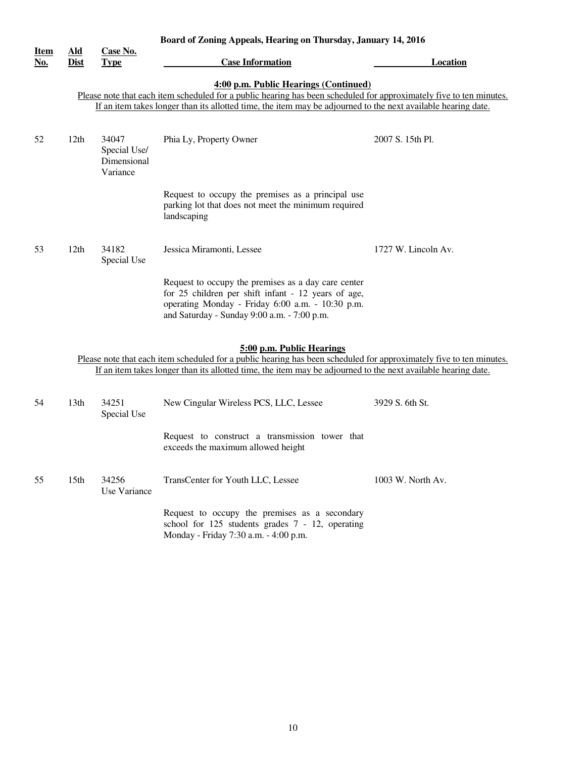**Board of Zoning Appeals, Hearing on Thursday, January 14, 2016**

### 4:00 p.m. Public Hearings (Continued)

Please note that each item scheduled for a public hearing has been scheduled for approximately five to ten minutes. If an item takes longer than its allotted time, the item may be adjourned to the next available hearing date.

| Item No. | Ald Dist | Case No. Type | Case Information | Location |
|---|---|---|---|---|
| 52 | 12th | 34047 Special Use/ Dimensional Variance | Phia Ly, Property Owner<br><br>Request to occupy the premises as a principal use parking lot that does not meet the minimum required landscaping | 2007 S. 15th Pl. |
| 53 | 12th | 34182 Special Use | Jessica Miramonti, Lessee<br><br>Request to occupy the premises as a day care center for 25 children per shift infant - 12 years of age, operating Monday - Friday 6:00 a.m. - 10:30 p.m. and Saturday - Sunday 9:00 a.m. - 7:00 p.m. | 1727 W. Lincoln Av. |

### 5:00 p.m. Public Hearings

Please note that each item scheduled for a public hearing has been scheduled for approximately five to ten minutes. If an item takes longer than its allotted time, the item may be adjourned to the next available hearing date.

| Item No. | Ald Dist | Case No. Type | Case Information | Location |
|---|---|---|---|---|
| 54 | 13th | 34251 Special Use | New Cingular Wireless PCS, LLC, Lessee<br><br>Request to construct a transmission tower that exceeds the maximum allowed height | 3929 S. 6th St. |
| 55 | 15th | 34256 Use Variance | TransCenter for Youth LLC, Lessee<br><br>Request to occupy the premises as a secondary school for 125 students grades 7 - 12, operating Monday - Friday 7:30 a.m. - 4:00 p.m. | 1003 W. North Av. |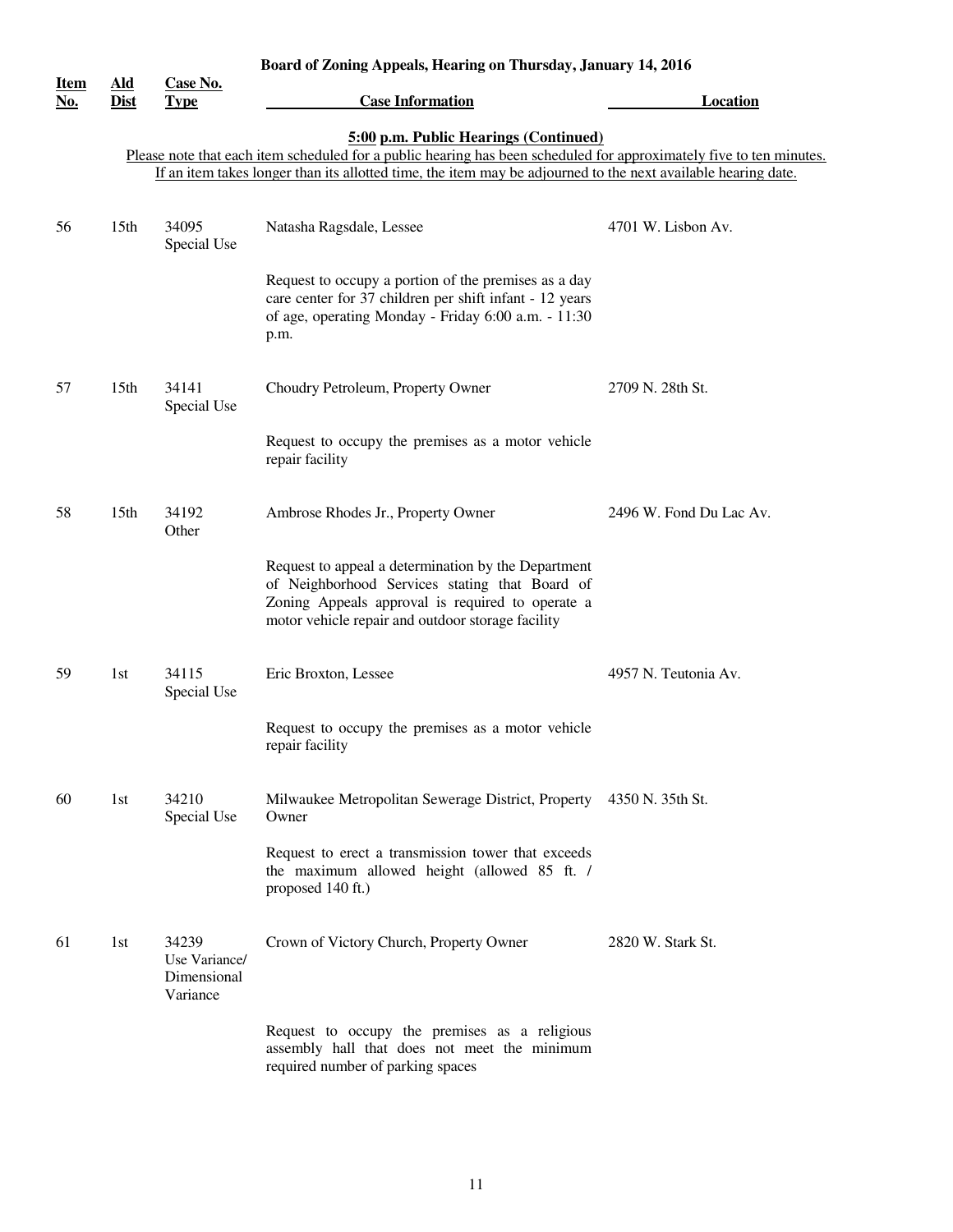**Board of Zoning Appeals, Hearing on Thursday, January 14, 2016**

**5:00 p.m. Public Hearings (Continued)**

Please note that each item scheduled for a public hearing has been scheduled for approximately five to ten minutes. If an item takes longer than its allotted time, the item may be adjourned to the next available hearing date.

| Item No. | Ald Dist | Case No. Type | Case Information | Location |
|---|---|---|---|---|
| 56 | 15th | 34095 Special Use | Natasha Ragsdale, Lessee<br><br>Request to occupy a portion of the premises as a day care center for 37 children per shift infant - 12 years of age, operating Monday - Friday 6:00 a.m. - 11:30 p.m. | 4701 W. Lisbon Av. |
| 57 | 15th | 34141 Special Use | Choudry Petroleum, Property Owner<br><br>Request to occupy the premises as a motor vehicle repair facility | 2709 N. 28th St. |
| 58 | 15th | 34192 Other | Ambrose Rhodes Jr., Property Owner<br><br>Request to appeal a determination by the Department of Neighborhood Services stating that Board of Zoning Appeals approval is required to operate a motor vehicle repair and outdoor storage facility | 2496 W. Fond Du Lac Av. |
| 59 | 1st | 34115 Special Use | Eric Broxton, Lessee<br><br>Request to occupy the premises as a motor vehicle repair facility | 4957 N. Teutonia Av. |
| 60 | 1st | 34210 Special Use | Milwaukee Metropolitan Sewerage District, Property Owner<br><br>Request to erect a transmission tower that exceeds the maximum allowed height (allowed 85 ft. / proposed 140 ft.) | 4350 N. 35th St. |
| 61 | 1st | 34239 Use Variance/ Dimensional Variance | Crown of Victory Church, Property Owner<br><br>Request to occupy the premises as a religious assembly hall that does not meet the minimum required number of parking spaces | 2820 W. Stark St. |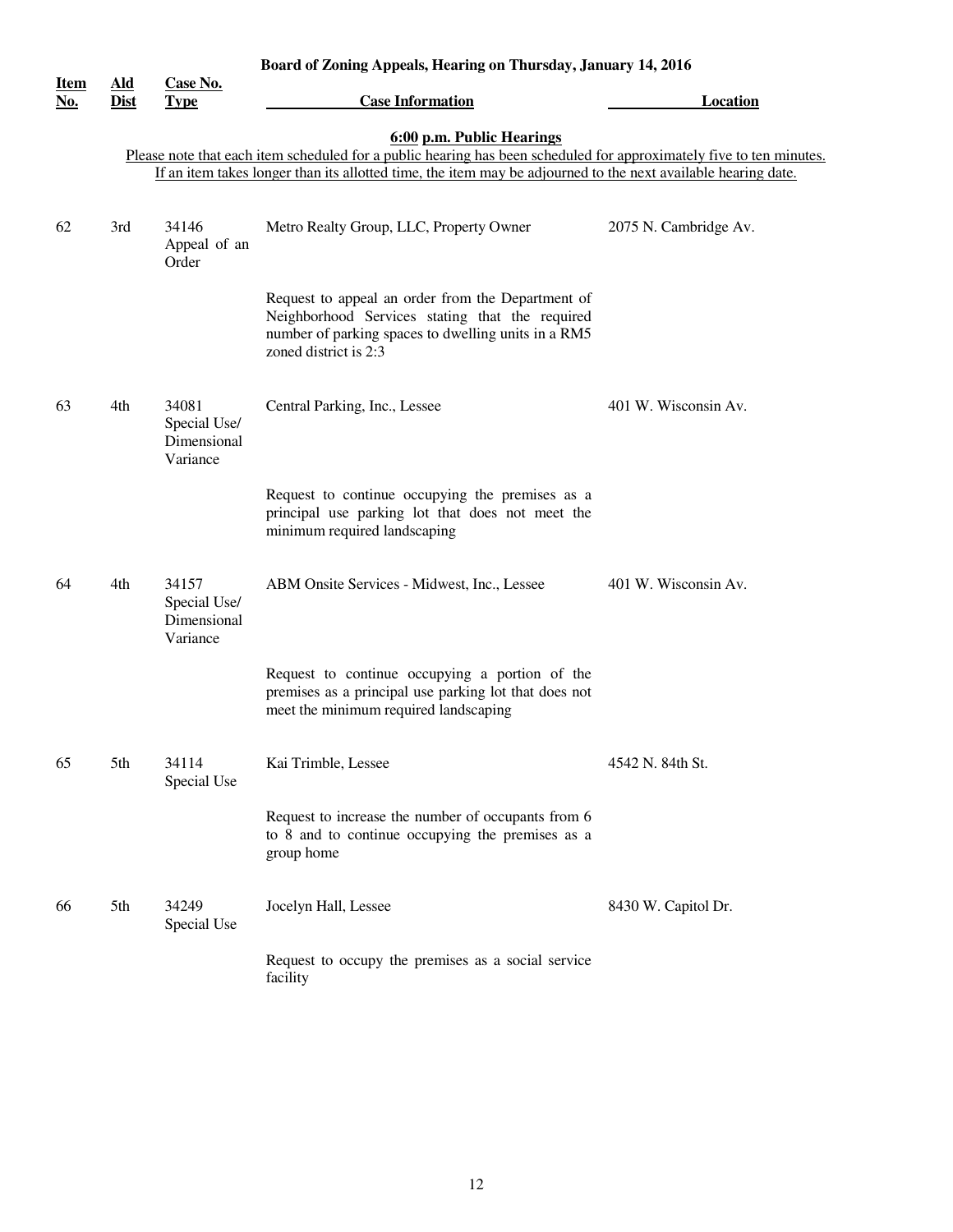**Board of Zoning Appeals, Hearing on Thursday, January 14, 2016**

**6:00 p.m. Public Hearings**

Please note that each item scheduled for a public hearing has been scheduled for approximately five to ten minutes. If an item takes longer than its allotted time, the item may be adjourned to the next available hearing date.

| Item No. | Ald Dist | Case No. Type | Case Information | Location |
|---|---|---|---|---|
| 62 | 3rd | 34146 Appeal of an Order | Metro Realty Group, LLC, Property Owner<br><br>Request to appeal an order from the Department of Neighborhood Services stating that the required number of parking spaces to dwelling units in a RM5 zoned district is 2:3 | 2075 N. Cambridge Av. |
| 63 | 4th | 34081 Special Use/ Dimensional Variance | Central Parking, Inc., Lessee<br><br>Request to continue occupying the premises as a principal use parking lot that does not meet the minimum required landscaping | 401 W. Wisconsin Av. |
| 64 | 4th | 34157 Special Use/ Dimensional Variance | ABM Onsite Services - Midwest, Inc., Lessee<br><br>Request to continue occupying a portion of the premises as a principal use parking lot that does not meet the minimum required landscaping | 401 W. Wisconsin Av. |
| 65 | 5th | 34114 Special Use | Kai Trimble, Lessee<br><br>Request to increase the number of occupants from 6 to 8 and to continue occupying the premises as a group home | 4542 N. 84th St. |
| 66 | 5th | 34249 Special Use | Jocelyn Hall, Lessee<br><br>Request to occupy the premises as a social service facility | 8430 W. Capitol Dr. |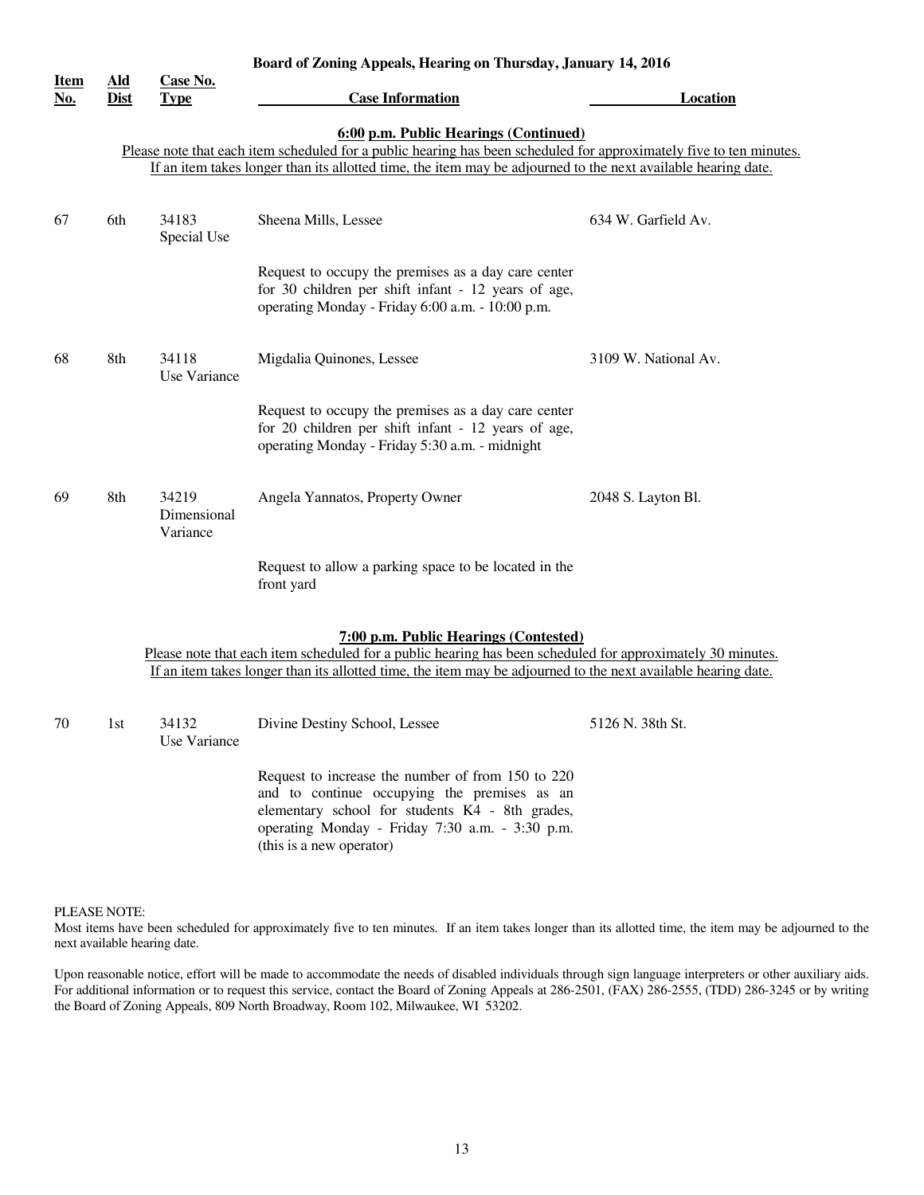**Board of Zoning Appeals, Hearing on Thursday, January 14, 2016**

| Item No. | Ald Dist | Case No. Type | Case Information | Location |
|---|---|---|---|---|

**6:00 p.m. Public Hearings (Continued)**

Please note that each item scheduled for a public hearing has been scheduled for approximately five to ten minutes. If an item takes longer than its allotted time, the item may be adjourned to the next available hearing date.

| Item No. | Ald Dist | Case No. Type | Case Information | Location |
|---|---|---|---|---|
| 67 | 6th | 34183 Special Use | Sheena Mills, Lessee<br><br>Request to occupy the premises as a day care center for 30 children per shift infant - 12 years of age, operating Monday - Friday 6:00 a.m. - 10:00 p.m. | 634 W. Garfield Av. |
| 68 | 8th | 34118 Use Variance | Migdalia Quinones, Lessee<br><br>Request to occupy the premises as a day care center for 20 children per shift infant - 12 years of age, operating Monday - Friday 5:30 a.m. - midnight | 3109 W. National Av. |
| 69 | 8th | 34219 Dimensional Variance | Angela Yannatos, Property Owner<br><br>Request to allow a parking space to be located in the front yard | 2048 S. Layton Bl. |

**7:00 p.m. Public Hearings (Contested)**

Please note that each item scheduled for a public hearing has been scheduled for approximately 30 minutes. If an item takes longer than its allotted time, the item may be adjourned to the next available hearing date.

| Item No. | Ald Dist | Case No. Type | Case Information | Location |
|---|---|---|---|---|
| 70 | 1st | 34132 Use Variance | Divine Destiny School, Lessee<br><br>Request to increase the number of from 150 to 220 and to continue occupying the premises as an elementary school for students K4 - 8th grades, operating Monday - Friday 7:30 a.m. - 3:30 p.m. (this is a new operator) | 5126 N. 38th St. |

PLEASE NOTE:

Most items have been scheduled for approximately five to ten minutes. If an item takes longer than its allotted time, the item may be adjourned to the next available hearing date.

Upon reasonable notice, effort will be made to accommodate the needs of disabled individuals through sign language interpreters or other auxiliary aids. For additional information or to request this service, contact the Board of Zoning Appeals at 286-2501, (FAX) 286-2555, (TDD) 286-3245 or by writing the Board of Zoning Appeals, 809 North Broadway, Room 102, Milwaukee, WI 53202.